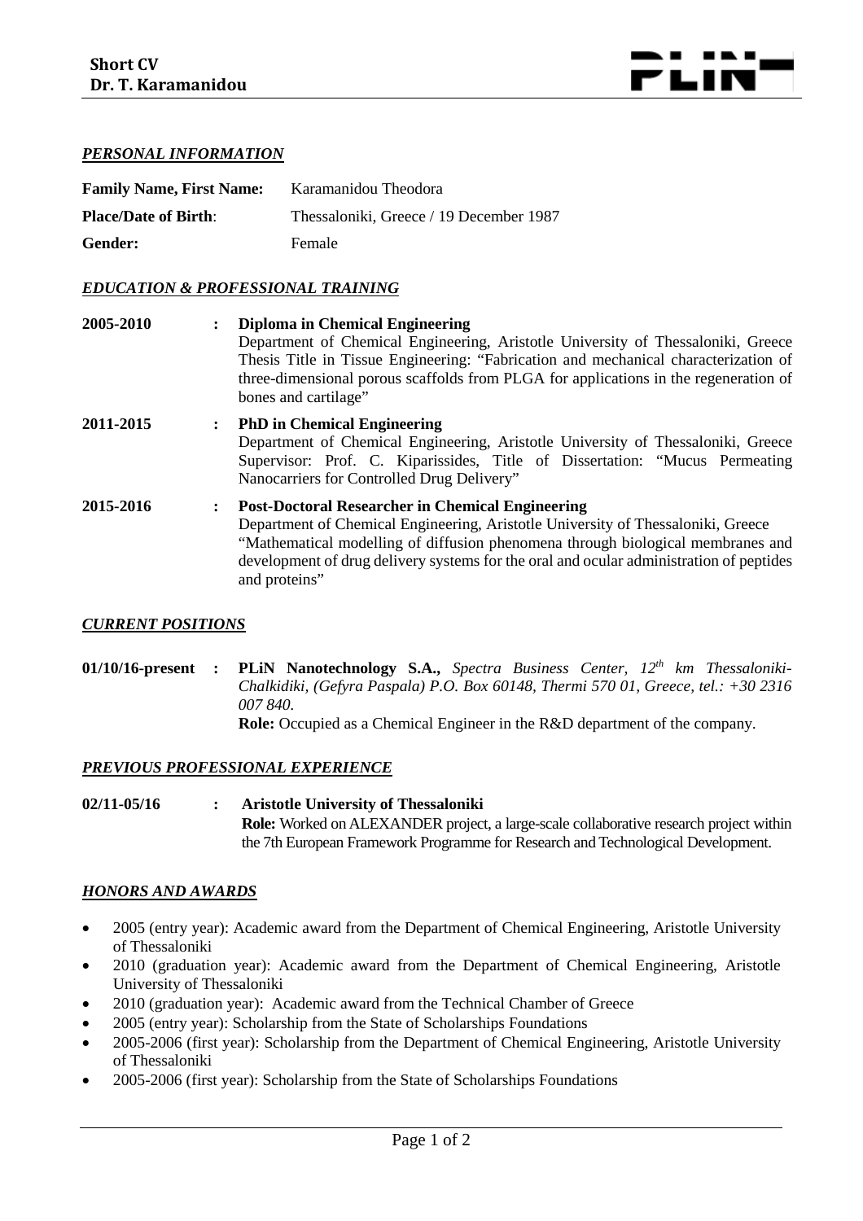**Short CV**
**Dr. T. Karamanidou**

## *PERSONAL INFORMATION*

**Family Name, First Name:** Karamanidou Theodora

**Place/Date of Birth**: Thessaloniki, Greece / 19 December 1987

**Gender:** Female

## *EDUCATION & PROFESSIONAL TRAINING*

**2005-2010** : **Diploma in Chemical Engineering**
Department of Chemical Engineering, Aristotle University of Thessaloniki, Greece
Thesis Title in Tissue Engineering: "Fabrication and mechanical characterization of three-dimensional porous scaffolds from PLGA for applications in the regeneration of bones and cartilage"

**2011-2015** : **PhD in Chemical Engineering**
Department of Chemical Engineering, Aristotle University of Thessaloniki, Greece
Supervisor: Prof. C. Kiparissides, Title of Dissertation: "Mucus Permeating Nanocarriers for Controlled Drug Delivery"

**2015-2016** : **Post-Doctoral Researcher in Chemical Engineering**
Department of Chemical Engineering, Aristotle University of Thessaloniki, Greece
"Mathematical modelling of diffusion phenomena through biological membranes and development of drug delivery systems for the oral and ocular administration of peptides and proteins"

## *CURRENT POSITIONS*

**01/10/16-present** : **PLiN Nanotechnology S.A.,** *Spectra Business Center, 12th km Thessaloniki-Chalkidiki, (Gefyra Paspala) P.O. Box 60148, Thermi 570 01, Greece, tel.: +30 2316 007 840.*
**Role:** Occupied as a Chemical Engineer in the R&D department of the company.

## *PREVIOUS PROFESSIONAL EXPERIENCE*

**02/11-05/16** : **Aristotle University of Thessaloniki**
**Role:** Worked on ALEXANDER project, a large-scale collaborative research project within the 7th European Framework Programme for Research and Technological Development.

## *HONORS AND AWARDS*

- 2005 (entry year): Academic award from the Department of Chemical Engineering, Aristotle University of Thessaloniki
- 2010 (graduation year): Academic award from the Department of Chemical Engineering, Aristotle University of Thessaloniki
- 2010 (graduation year): Academic award from the Technical Chamber of Greece
- 2005 (entry year): Scholarship from the State of Scholarships Foundations
- 2005-2006 (first year): Scholarship from the Department of Chemical Engineering, Aristotle University of Thessaloniki
- 2005-2006 (first year): Scholarship from the State of Scholarships Foundations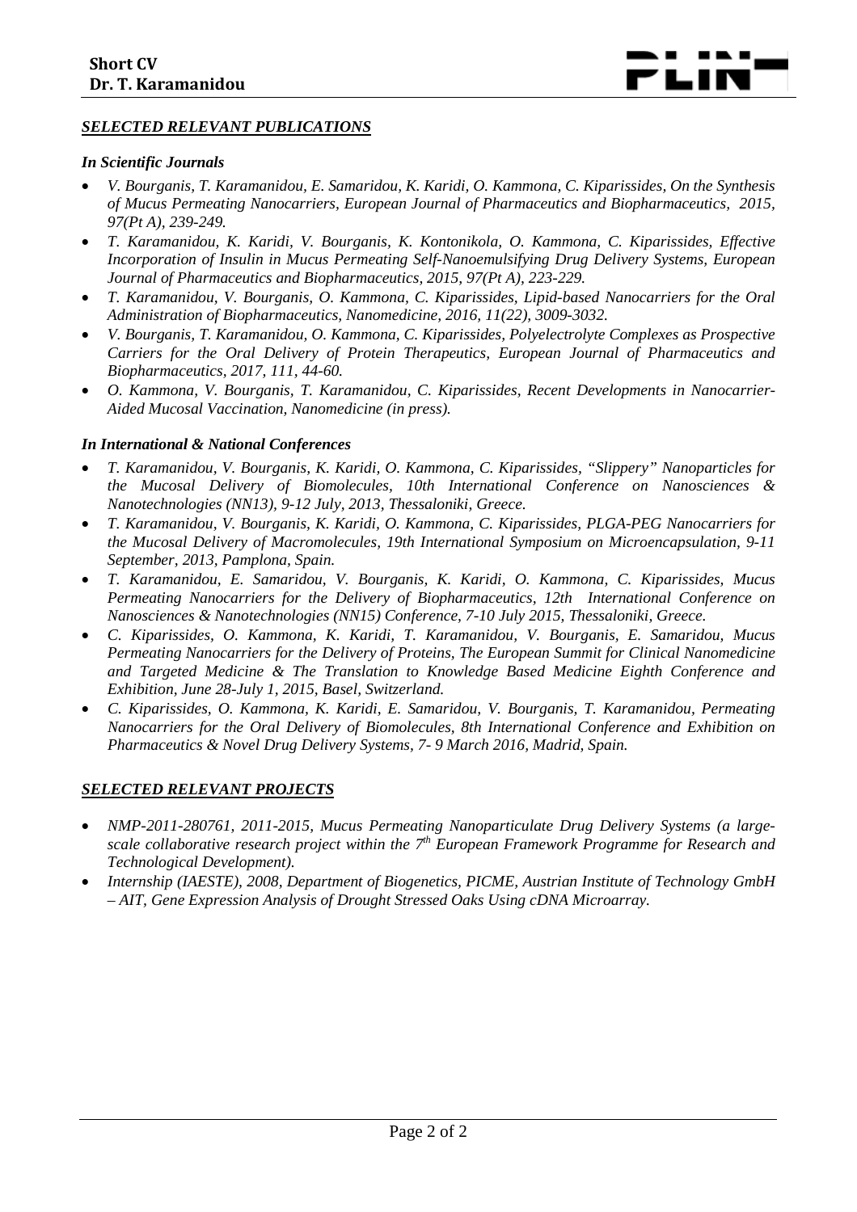## *SELECTED RELEVANT PUBLICATIONS*

### *In Scientific Journals*

- *V. Bourganis, T. Karamanidou, E. Samaridou, K. Karidi, O. Kammona, C. Kiparissides, On the Synthesis of Mucus Permeating Nanocarriers, European Journal of Pharmaceutics and Biopharmaceutics, 2015, 97(Pt A), 239-249.*
- *T. Karamanidou, K. Karidi, V. Bourganis, K. Kontonikola, O. Kammona, C. Kiparissides, Effective Incorporation of Insulin in Mucus Permeating Self-Nanoemulsifying Drug Delivery Systems, European Journal of Pharmaceutics and Biopharmaceutics, 2015, 97(Pt A), 223-229.*
- *T. Karamanidou, V. Bourganis, O. Kammona, C. Kiparissides, Lipid-based Nanocarriers for the Oral Administration of Biopharmaceutics, Nanomedicine, 2016, 11(22), 3009-3032.*
- *V. Bourganis, T. Karamanidou, O. Kammona, C. Kiparissides, Polyelectrolyte Complexes as Prospective Carriers for the Oral Delivery of Protein Therapeutics, European Journal of Pharmaceutics and Biopharmaceutics, 2017, 111, 44-60.*
- *O. Kammona, V. Bourganis, T. Karamanidou, C. Kiparissides, Recent Developments in Nanocarrier-Aided Mucosal Vaccination, Nanomedicine (in press).*

### *In International & National Conferences*

- *T. Karamanidou, V. Bourganis, K. Karidi, O. Kammona, C. Kiparissides, "Slippery" Nanoparticles for the Mucosal Delivery of Biomolecules, 10th International Conference on Nanosciences & Nanotechnologies (NN13), 9-12 July, 2013, Thessaloniki, Greece.*
- *T. Karamanidou, V. Bourganis, K. Karidi, O. Kammona, C. Kiparissides, PLGA-PEG Nanocarriers for the Mucosal Delivery of Macromolecules, 19th International Symposium on Microencapsulation, 9-11 September, 2013, Pamplona, Spain.*
- *T. Karamanidou, E. Samaridou, V. Bourganis, K. Karidi, O. Kammona, C. Kiparissides, Mucus Permeating Nanocarriers for the Delivery of Biopharmaceutics, 12th International Conference on Nanosciences & Nanotechnologies (NN15) Conference, 7-10 July 2015, Thessaloniki, Greece.*
- *C. Kiparissides, O. Kammona, K. Karidi, T. Karamanidou, V. Bourganis, E. Samaridou, Mucus Permeating Nanocarriers for the Delivery of Proteins, The European Summit for Clinical Nanomedicine and Targeted Medicine & The Translation to Knowledge Based Medicine Eighth Conference and Exhibition, June 28-July 1, 2015, Basel, Switzerland.*
- *C. Kiparissides, O. Kammona, K. Karidi, E. Samaridou, V. Bourganis, T. Karamanidou, Permeating Nanocarriers for the Oral Delivery of Biomolecules, 8th International Conference and Exhibition on Pharmaceutics & Novel Drug Delivery Systems, 7- 9 March 2016, Madrid, Spain.*

## *SELECTED RELEVANT PROJECTS*

- *NMP-2011-280761, 2011-2015, Mucus Permeating Nanoparticulate Drug Delivery Systems (a large-scale collaborative research project within the 7th European Framework Programme for Research and Technological Development).*
- *Internship (IAESTE), 2008, Department of Biogenetics, PICME, Austrian Institute of Technology GmbH – AIT, Gene Expression Analysis of Drought Stressed Oaks Using cDNA Microarray.*